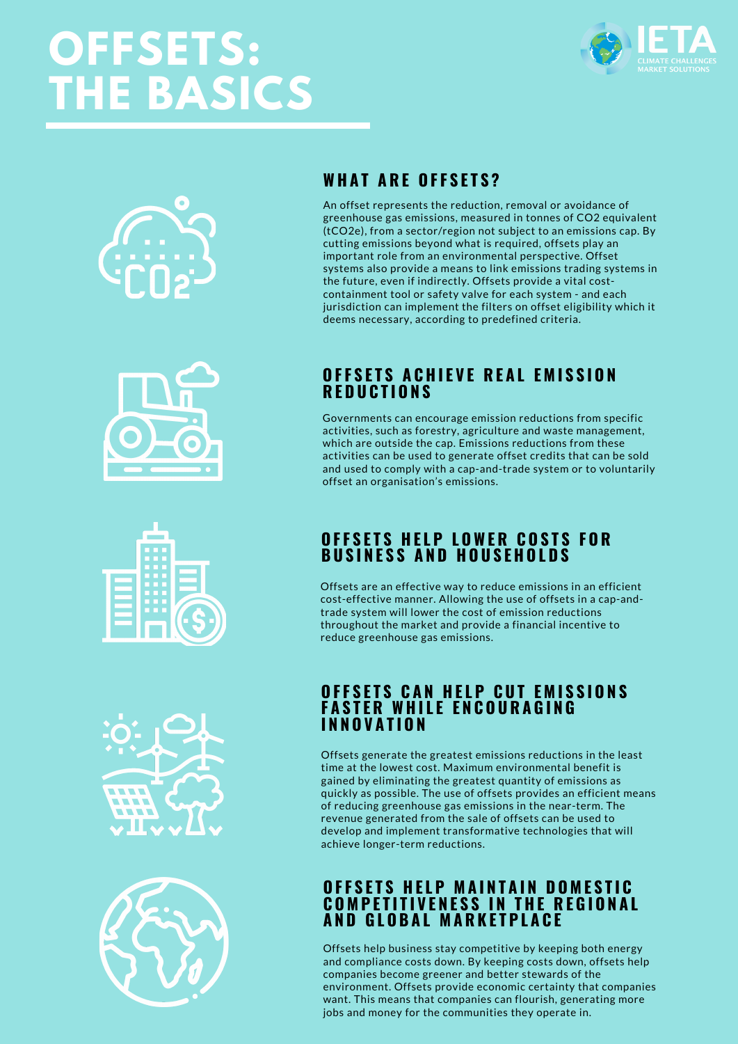# OFFSETS: THE BASICS

IETA
CLIMATE CHALLENGES
MARKET SOLUTIONS

## WHAT ARE OFFSETS?

An offset represents the reduction, removal or avoidance of greenhouse gas emissions, measured in tonnes of CO2 equivalent (tCO2e), from a sector/region not subject to an emissions cap. By cutting emissions beyond what is required, offsets play an important role from an environmental perspective. Offset systems also provide a means to link emissions trading systems in the future, even if indirectly. Offsets provide a vital cost-containment tool or safety valve for each system - and each jurisdiction can implement the filters on offset eligibility which it deems necessary, according to predefined criteria.

## OFFSETS ACHIEVE REAL EMISSION REDUCTIONS

Governments can encourage emission reductions from specific activities, such as forestry, agriculture and waste management, which are outside the cap. Emissions reductions from these activities can be used to generate offset credits that can be sold and used to comply with a cap-and-trade system or to voluntarily offset an organisation's emissions.

## OFFSETS HELP LOWER COSTS FOR BUSINESS AND HOUSEHOLDS

Offsets are an effective way to reduce emissions in an efficient cost-effective manner. Allowing the use of offsets in a cap-and-trade system will lower the cost of emission reductions throughout the market and provide a financial incentive to reduce greenhouse gas emissions.

## OFFSETS CAN HELP CUT EMISSIONS FASTER WHILE ENCOURAGING INNOVATION

Offsets generate the greatest emissions reductions in the least time at the lowest cost. Maximum environmental benefit is gained by eliminating the greatest quantity of emissions as quickly as possible. The use of offsets provides an efficient means of reducing greenhouse gas emissions in the near-term. The revenue generated from the sale of offsets can be used to develop and implement transformative technologies that will achieve longer-term reductions.

## OFFSETS HELP MAINTAIN DOMESTIC COMPETITIVENESS IN THE REGIONAL AND GLOBAL MARKETPLACE

Offsets help business stay competitive by keeping both energy and compliance costs down. By keeping costs down, offsets help companies become greener and better stewards of the environment. Offsets provide economic certainty that companies want. This means that companies can flourish, generating more jobs and money for the communities they operate in.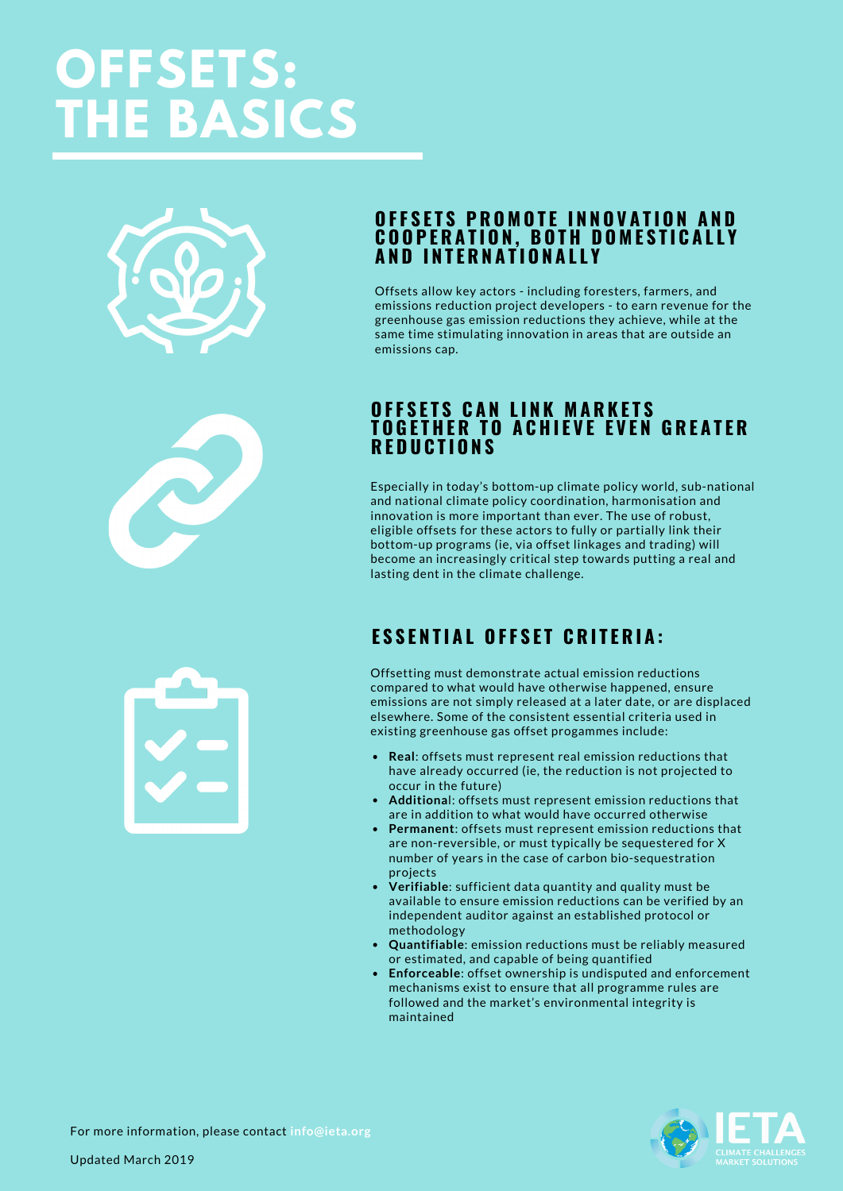# OFFSETS: THE BASICS

## OFFSETS PROMOTE INNOVATION AND COOPERATION, BOTH DOMESTICALLY AND INTERNATIONALLY

Offsets allow key actors - including foresters, farmers, and emissions reduction project developers - to earn revenue for the greenhouse gas emission reductions they achieve, while at the same time stimulating innovation in areas that are outside an emissions cap.

## OFFSETS CAN LINK MARKETS TOGETHER TO ACHIEVE EVEN GREATER REDUCTIONS

Especially in today's bottom-up climate policy world, sub-national and national climate policy coordination, harmonisation and innovation is more important than ever. The use of robust, eligible offsets for these actors to fully or partially link their bottom-up programs (ie, via offset linkages and trading) will become an increasingly critical step towards putting a real and lasting dent in the climate challenge.

## ESSENTIAL OFFSET CRITERIA:

Offsetting must demonstrate actual emission reductions compared to what would have otherwise happened, ensure emissions are not simply released at a later date, or are displaced elsewhere. Some of the consistent essential criteria used in existing greenhouse gas offset progammes include:

- **Real**: offsets must represent real emission reductions that have already occurred (ie, the reduction is not projected to occur in the future)
- **Additiona**l: offsets must represent emission reductions that are in addition to what would have occurred otherwise
- **Permanent**: offsets must represent emission reductions that are non-reversible, or must typically be sequestered for X number of years in the case of carbon bio-sequestration projects
- **Verifiable**: sufficient data quantity and quality must be available to ensure emission reductions can be verified by an independent auditor against an established protocol or methodology
- **Quantifiable**: emission reductions must be reliably measured or estimated, and capable of being quantified
- **Enforceable**: offset ownership is undisputed and enforcement mechanisms exist to ensure that all programme rules are followed and the market's environmental integrity is maintained

For more information, please contact info@ieta.org

Updated March 2019

IETA
CLIMATE CHALLENGES
MARKET SOLUTIONS